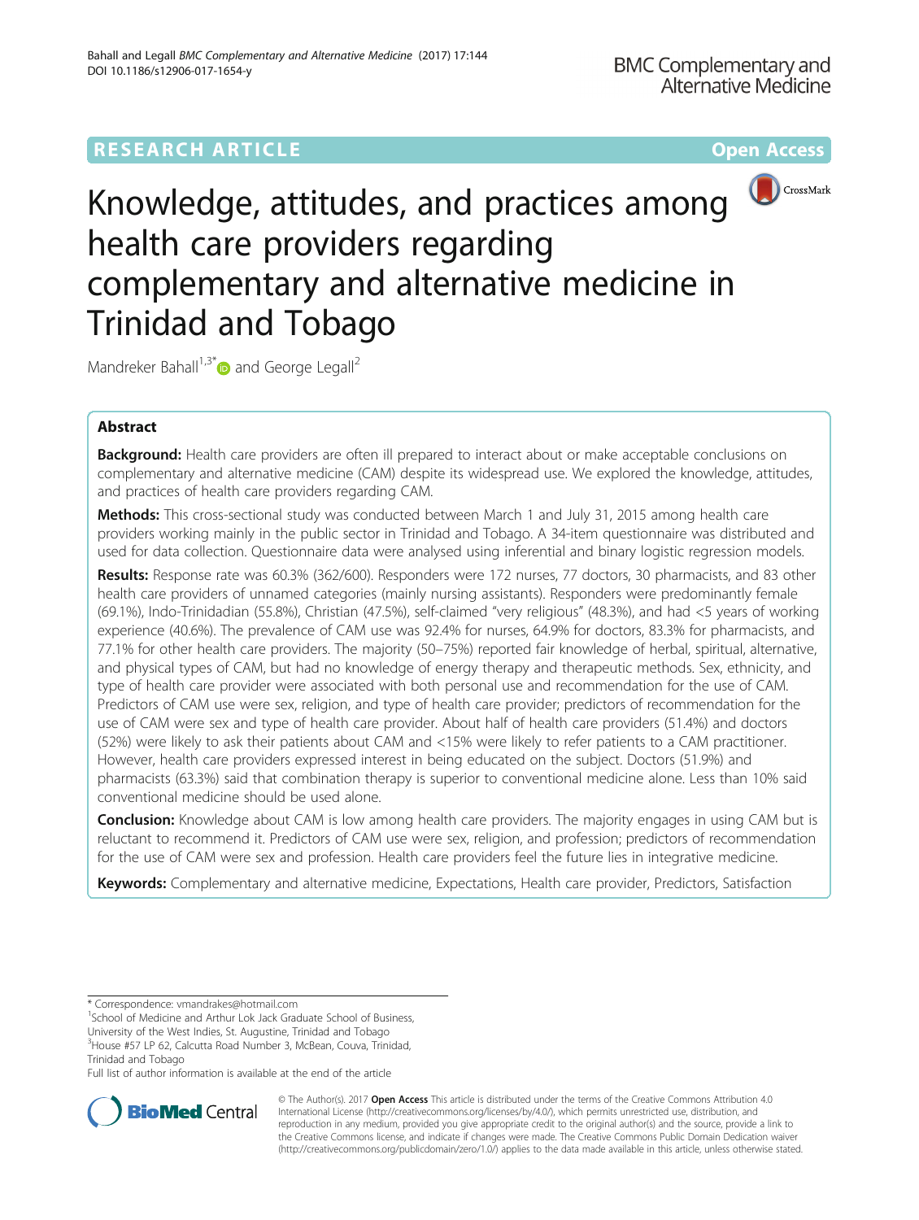RESEARCH ARTICLE

Open Access

# Knowledge, attitudes, and practices among health care providers regarding complementary and alternative medicine in Trinidad and Tobago

Mandreker Bahall[1,3*] and George Legall[2]

## Abstract

**Background:** Health care providers are often ill prepared to interact about or make acceptable conclusions on complementary and alternative medicine (CAM) despite its widespread use. We explored the knowledge, attitudes, and practices of health care providers regarding CAM.

**Methods:** This cross-sectional study was conducted between March 1 and July 31, 2015 among health care providers working mainly in the public sector in Trinidad and Tobago. A 34-item questionnaire was distributed and used for data collection. Questionnaire data were analysed using inferential and binary logistic regression models.

**Results:** Response rate was 60.3% (362/600). Responders were 172 nurses, 77 doctors, 30 pharmacists, and 83 other health care providers of unnamed categories (mainly nursing assistants). Responders were predominantly female (69.1%), Indo-Trinidadian (55.8%), Christian (47.5%), self-claimed "very religious" (48.3%), and had <5 years of working experience (40.6%). The prevalence of CAM use was 92.4% for nurses, 64.9% for doctors, 83.3% for pharmacists, and 77.1% for other health care providers. The majority (50–75%) reported fair knowledge of herbal, spiritual, alternative, and physical types of CAM, but had no knowledge of energy therapy and therapeutic methods. Sex, ethnicity, and type of health care provider were associated with both personal use and recommendation for the use of CAM. Predictors of CAM use were sex, religion, and type of health care provider; predictors of recommendation for the use of CAM were sex and type of health care provider. About half of health care providers (51.4%) and doctors (52%) were likely to ask their patients about CAM and <15% were likely to refer patients to a CAM practitioner. However, health care providers expressed interest in being educated on the subject. Doctors (51.9%) and pharmacists (63.3%) said that combination therapy is superior to conventional medicine alone. Less than 10% said conventional medicine should be used alone.

**Conclusion:** Knowledge about CAM is low among health care providers. The majority engages in using CAM but is reluctant to recommend it. Predictors of CAM use were sex, religion, and profession; predictors of recommendation for the use of CAM were sex and profession. Health care providers feel the future lies in integrative medicine.

**Keywords:** Complementary and alternative medicine, Expectations, Health care provider, Predictors, Satisfaction

---

* Correspondence: vmandrakes@hotmail.com
[1]School of Medicine and Arthur Lok Jack Graduate School of Business, University of the West Indies, St. Augustine, Trinidad and Tobago
[3]House #57 LP 62, Calcutta Road Number 3, McBean, Couva, Trinidad, Trinidad and Tobago
Full list of author information is available at the end of the article

© The Author(s). 2017 **Open Access** This article is distributed under the terms of the Creative Commons Attribution 4.0 International License (http://creativecommons.org/licenses/by/4.0/), which permits unrestricted use, distribution, and reproduction in any medium, provided you give appropriate credit to the original author(s) and the source, provide a link to the Creative Commons license, and indicate if changes were made. The Creative Commons Public Domain Dedication waiver (http://creativecommons.org/publicdomain/zero/1.0/) applies to the data made available in this article, unless otherwise stated.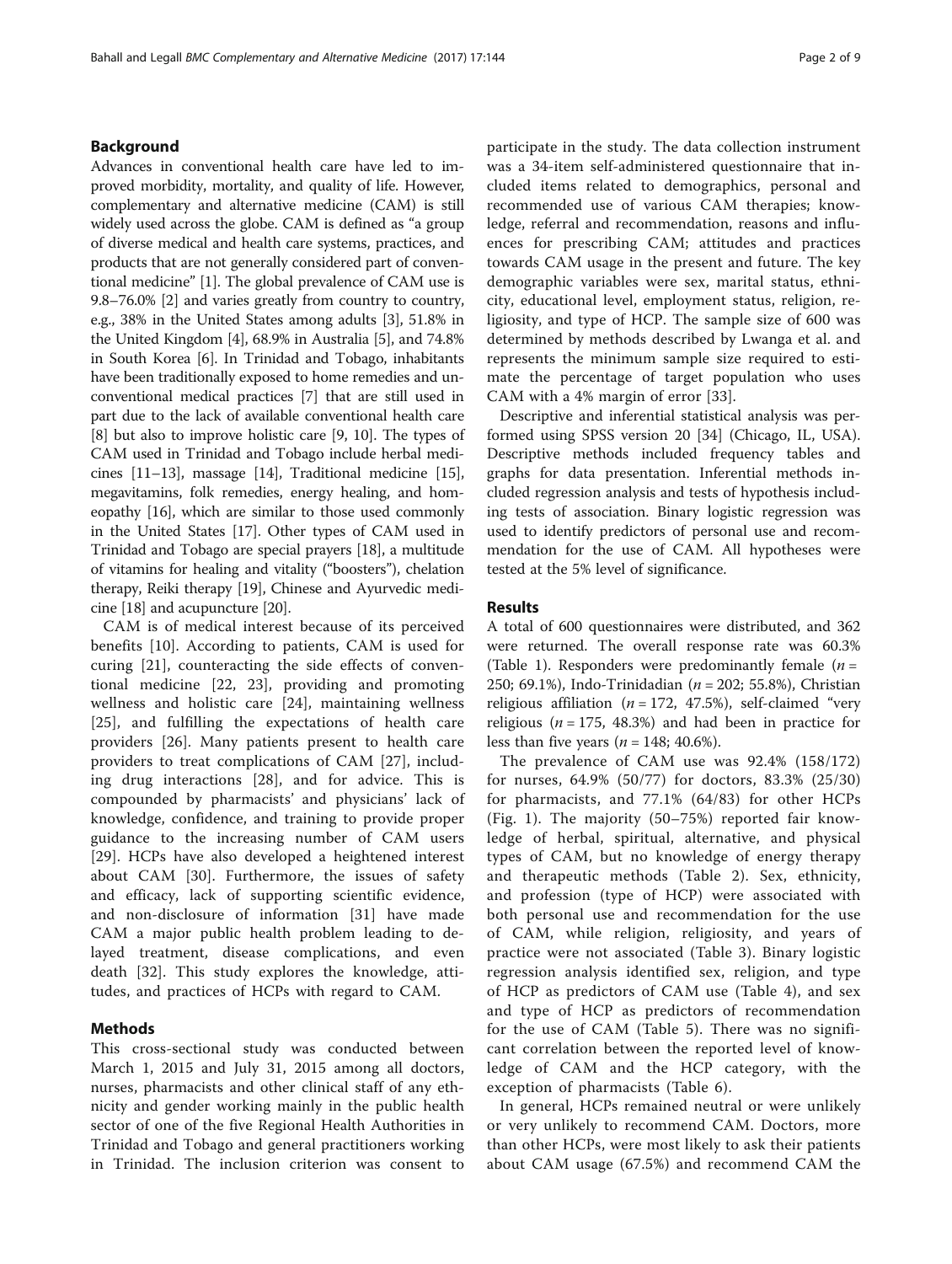## Background

Advances in conventional health care have led to improved morbidity, mortality, and quality of life. However, complementary and alternative medicine (CAM) is still widely used across the globe. CAM is defined as "a group of diverse medical and health care systems, practices, and products that are not generally considered part of conventional medicine" [1]. The global prevalence of CAM use is 9.8–76.0% [2] and varies greatly from country to country, e.g., 38% in the United States among adults [3], 51.8% in the United Kingdom [4], 68.9% in Australia [5], and 74.8% in South Korea [6]. In Trinidad and Tobago, inhabitants have been traditionally exposed to home remedies and unconventional medical practices [7] that are still used in part due to the lack of available conventional health care [8] but also to improve holistic care [9, 10]. The types of CAM used in Trinidad and Tobago include herbal medicines [11–13], massage [14], Traditional medicine [15], megavitamins, folk remedies, energy healing, and homeopathy [16], which are similar to those used commonly in the United States [17]. Other types of CAM used in Trinidad and Tobago are special prayers [18], a multitude of vitamins for healing and vitality ("boosters"), chelation therapy, Reiki therapy [19], Chinese and Ayurvedic medicine [18] and acupuncture [20].

CAM is of medical interest because of its perceived benefits [10]. According to patients, CAM is used for curing [21], counteracting the side effects of conventional medicine [22, 23], providing and promoting wellness and holistic care [24], maintaining wellness [25], and fulfilling the expectations of health care providers [26]. Many patients present to health care providers to treat complications of CAM [27], including drug interactions [28], and for advice. This is compounded by pharmacists' and physicians' lack of knowledge, confidence, and training to provide proper guidance to the increasing number of CAM users [29]. HCPs have also developed a heightened interest about CAM [30]. Furthermore, the issues of safety and efficacy, lack of supporting scientific evidence, and non-disclosure of information [31] have made CAM a major public health problem leading to delayed treatment, disease complications, and even death [32]. This study explores the knowledge, attitudes, and practices of HCPs with regard to CAM.

## Methods

This cross-sectional study was conducted between March 1, 2015 and July 31, 2015 among all doctors, nurses, pharmacists and other clinical staff of any ethnicity and gender working mainly in the public health sector of one of the five Regional Health Authorities in Trinidad and Tobago and general practitioners working in Trinidad. The inclusion criterion was consent to participate in the study. The data collection instrument was a 34-item self-administered questionnaire that included items related to demographics, personal and recommended use of various CAM therapies; knowledge, referral and recommendation, reasons and influences for prescribing CAM; attitudes and practices towards CAM usage in the present and future. The key demographic variables were sex, marital status, ethnicity, educational level, employment status, religion, religiosity, and type of HCP. The sample size of 600 was determined by methods described by Lwanga et al. and represents the minimum sample size required to estimate the percentage of target population who uses CAM with a 4% margin of error [33].

Descriptive and inferential statistical analysis was performed using SPSS version 20 [34] (Chicago, IL, USA). Descriptive methods included frequency tables and graphs for data presentation. Inferential methods included regression analysis and tests of hypothesis including tests of association. Binary logistic regression was used to identify predictors of personal use and recommendation for the use of CAM. All hypotheses were tested at the 5% level of significance.

## Results

A total of 600 questionnaires were distributed, and 362 were returned. The overall response rate was 60.3% (Table 1). Responders were predominantly female ($n$ = 250; 69.1%), Indo-Trinidadian ($n$ = 202; 55.8%), Christian religious affiliation ($n$ = 172, 47.5%), self-claimed "very religious ($n$ = 175, 48.3%) and had been in practice for less than five years ($n$ = 148; 40.6%).

The prevalence of CAM use was 92.4% (158/172) for nurses, 64.9% (50/77) for doctors, 83.3% (25/30) for pharmacists, and 77.1% (64/83) for other HCPs (Fig. 1). The majority (50–75%) reported fair knowledge of herbal, spiritual, alternative, and physical types of CAM, but no knowledge of energy therapy and therapeutic methods (Table 2). Sex, ethnicity, and profession (type of HCP) were associated with both personal use and recommendation for the use of CAM, while religion, religiosity, and years of practice were not associated (Table 3). Binary logistic regression analysis identified sex, religion, and type of HCP as predictors of CAM use (Table 4), and sex and type of HCP as predictors of recommendation for the use of CAM (Table 5). There was no significant correlation between the reported level of knowledge of CAM and the HCP category, with the exception of pharmacists (Table 6).

In general, HCPs remained neutral or were unlikely or very unlikely to recommend CAM. Doctors, more than other HCPs, were most likely to ask their patients about CAM usage (67.5%) and recommend CAM the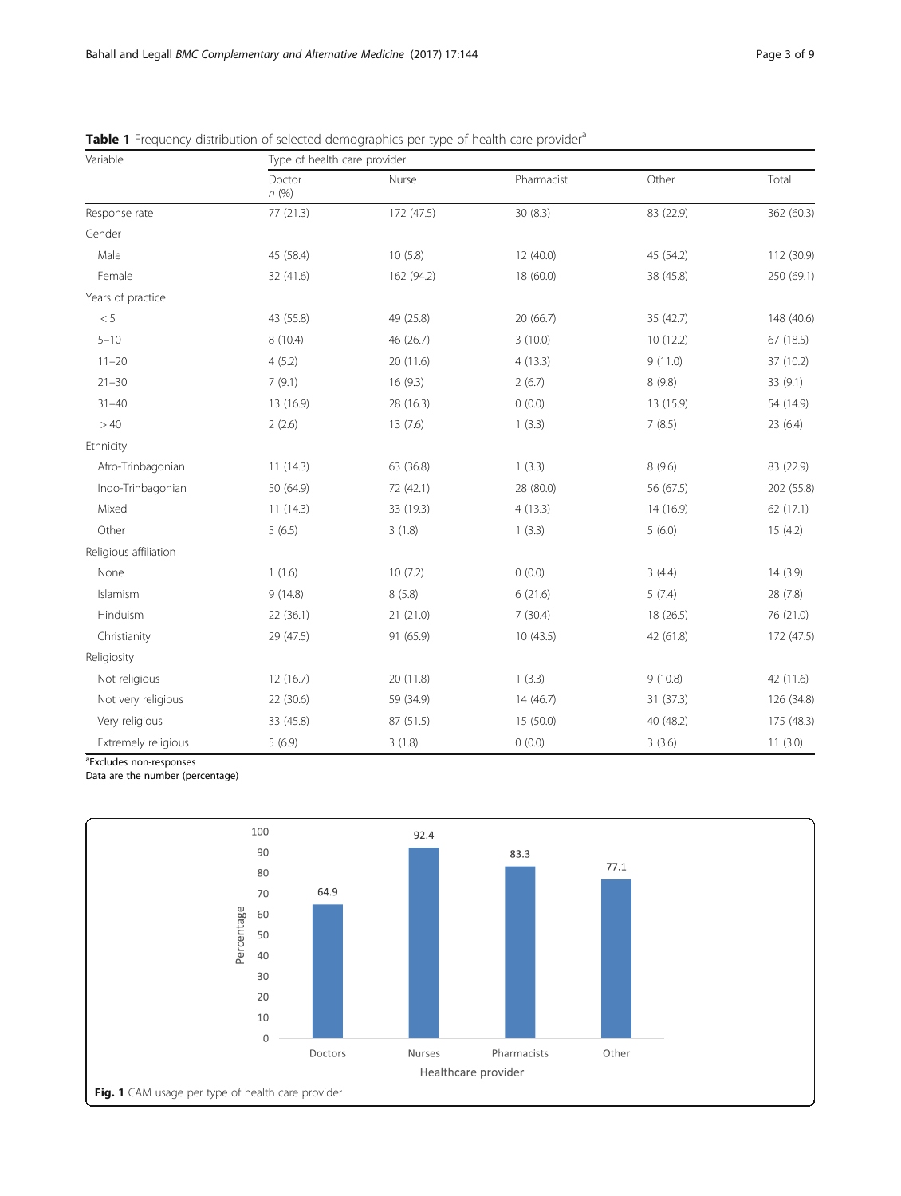**Table 1** Frequency distribution of selected demographics per type of health care provider[a]

| Variable | Type of health care provider | | | | |
|---|---|---|---|---|---|
| | Doctor *n* (%) | Nurse | Pharmacist | Other | Total |
| Response rate | 77 (21.3) | 172 (47.5) | 30 (8.3) | 83 (22.9) | 362 (60.3) |
| Gender | | | | | |
| Male | 45 (58.4) | 10 (5.8) | 12 (40.0) | 45 (54.2) | 112 (30.9) |
| Female | 32 (41.6) | 162 (94.2) | 18 (60.0) | 38 (45.8) | 250 (69.1) |
| Years of practice | | | | | |
| < 5 | 43 (55.8) | 49 (25.8) | 20 (66.7) | 35 (42.7) | 148 (40.6) |
| 5–10 | 8 (10.4) | 46 (26.7) | 3 (10.0) | 10 (12.2) | 67 (18.5) |
| 11–20 | 4 (5.2) | 20 (11.6) | 4 (13.3) | 9 (11.0) | 37 (10.2) |
| 21–30 | 7 (9.1) | 16 (9.3) | 2 (6.7) | 8 (9.8) | 33 (9.1) |
| 31–40 | 13 (16.9) | 28 (16.3) | 0 (0.0) | 13 (15.9) | 54 (14.9) |
| > 40 | 2 (2.6) | 13 (7.6) | 1 (3.3) | 7 (8.5) | 23 (6.4) |
| Ethnicity | | | | | |
| Afro-Trinbagonian | 11 (14.3) | 63 (36.8) | 1 (3.3) | 8 (9.6) | 83 (22.9) |
| Indo-Trinbagonian | 50 (64.9) | 72 (42.1) | 28 (80.0) | 56 (67.5) | 202 (55.8) |
| Mixed | 11 (14.3) | 33 (19.3) | 4 (13.3) | 14 (16.9) | 62 (17.1) |
| Other | 5 (6.5) | 3 (1.8) | 1 (3.3) | 5 (6.0) | 15 (4.2) |
| Religious affiliation | | | | | |
| None | 1 (1.6) | 10 (7.2) | 0 (0.0) | 3 (4.4) | 14 (3.9) |
| Islamism | 9 (14.8) | 8 (5.8) | 6 (21.6) | 5 (7.4) | 28 (7.8) |
| Hinduism | 22 (36.1) | 21 (21.0) | 7 (30.4) | 18 (26.5) | 76 (21.0) |
| Christianity | 29 (47.5) | 91 (65.9) | 10 (43.5) | 42 (61.8) | 172 (47.5) |
| Religiosity | | | | | |
| Not religious | 12 (16.7) | 20 (11.8) | 1 (3.3) | 9 (10.8) | 42 (11.6) |
| Not very religious | 22 (30.6) | 59 (34.9) | 14 (46.7) | 31 (37.3) | 126 (34.8) |
| Very religious | 33 (45.8) | 87 (51.5) | 15 (50.0) | 40 (48.2) | 175 (48.3) |
| Extremely religious | 5 (6.9) | 3 (1.8) | 0 (0.0) | 3 (3.6) | 11 (3.0) |

[a]Excludes non-responses
Data are the number (percentage)

| Healthcare provider | Percentage |
|---|---|
| Doctors | 64.9 |
| Nurses | 92.4 |
| Pharmacists | 83.3 |
| Other | 77.1 |

**Fig. 1** CAM usage per type of health care provider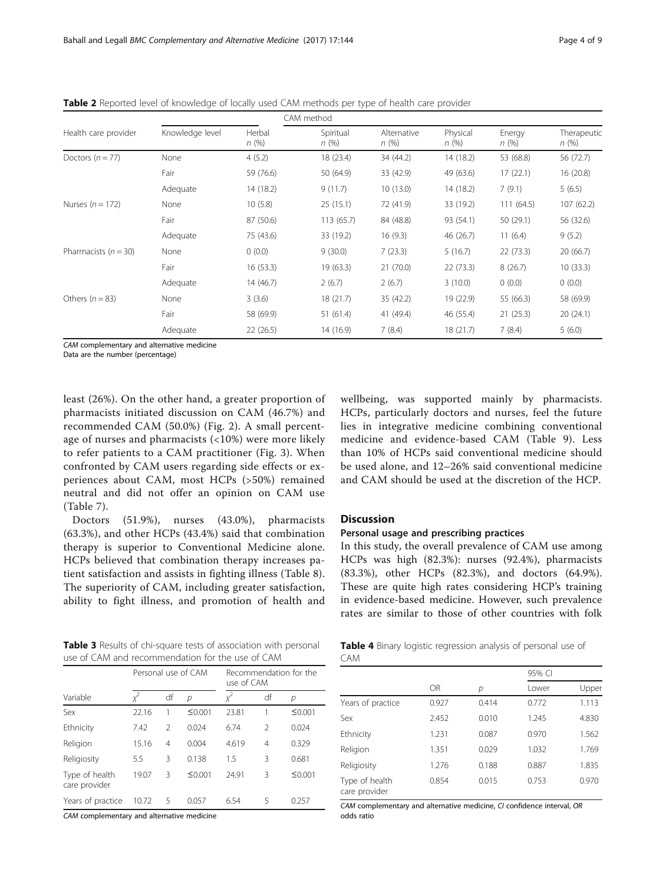**Table 2** Reported level of knowledge of locally used CAM methods per type of health care provider

| Health care provider | Knowledge level | CAM method | | | | | |
|---|---|---|---|---|---|---|---|
| | | Herbal n (%) | Spiritual n (%) | Alternative n (%) | Physical n (%) | Energy n (%) | Therapeutic n (%) |
| Doctors (n = 77) | None | 4 (5.2) | 18 (23.4) | 34 (44.2) | 14 (18.2) | 53 (68.8) | 56 (72.7) |
| | Fair | 59 (76.6) | 50 (64.9) | 33 (42.9) | 49 (63.6) | 17 (22.1) | 16 (20.8) |
| | Adequate | 14 (18.2) | 9 (11.7) | 10 (13.0) | 14 (18.2) | 7 (9.1) | 5 (6.5) |
| Nurses (n = 172) | None | 10 (5.8) | 25 (15.1) | 72 (41.9) | 33 (19.2) | 111 (64.5) | 107 (62.2) |
| | Fair | 87 (50.6) | 113 (65.7) | 84 (48.8) | 93 (54.1) | 50 (29.1) | 56 (32.6) |
| | Adequate | 75 (43.6) | 33 (19.2) | 16 (9.3) | 46 (26.7) | 11 (6.4) | 9 (5.2) |
| Pharmacists (n = 30) | None | 0 (0.0) | 9 (30.0) | 7 (23.3) | 5 (16.7) | 22 (73.3) | 20 (66.7) |
| | Fair | 16 (53.3) | 19 (63.3) | 21 (70.0) | 22 (73.3) | 8 (26.7) | 10 (33.3) |
| | Adequate | 14 (46.7) | 2 (6.7) | 2 (6.7) | 3 (10.0) | 0 (0.0) | 0 (0.0) |
| Others (n = 83) | None | 3 (3.6) | 18 (21.7) | 35 (42.2) | 19 (22.9) | 55 (66.3) | 58 (69.9) |
| | Fair | 58 (69.9) | 51 (61.4) | 41 (49.4) | 46 (55.4) | 21 (25.3) | 20 (24.1) |
| | Adequate | 22 (26.5) | 14 (16.9) | 7 (8.4) | 18 (21.7) | 7 (8.4) | 5 (6.0) |

*CAM* complementary and alternative medicine
Data are the number (percentage)

least (26%). On the other hand, a greater proportion of pharmacists initiated discussion on CAM (46.7%) and recommended CAM (50.0%) (Fig. 2). A small percentage of nurses and pharmacists (<10%) were more likely to refer patients to a CAM practitioner (Fig. 3). When confronted by CAM users regarding side effects or experiences about CAM, most HCPs (>50%) remained neutral and did not offer an opinion on CAM use (Table 7).

Doctors (51.9%), nurses (43.0%), pharmacists (63.3%), and other HCPs (43.4%) said that combination therapy is superior to Conventional Medicine alone. HCPs believed that combination therapy increases patient satisfaction and assists in fighting illness (Table 8). The superiority of CAM, including greater satisfaction, ability to fight illness, and promotion of health and wellbeing, was supported mainly by pharmacists. HCPs, particularly doctors and nurses, feel the future lies in integrative medicine combining conventional medicine and evidence-based CAM (Table 9). Less than 10% of HCPs said conventional medicine should be used alone, and 12–26% said conventional medicine and CAM should be used at the discretion of the HCP.

## Discussion

### Personal usage and prescribing practices

In this study, the overall prevalence of CAM use among HCPs was high (82.3%): nurses (92.4%), pharmacists (83.3%), other HCPs (82.3%), and doctors (64.9%). These are quite high rates considering HCP's training in evidence-based medicine. However, such prevalence rates are similar to those of other countries with folk

**Table 3** Results of chi-square tests of association with personal use of CAM and recommendation for the use of CAM

| Variable | Personal use of CAM | | | Recommendation for the use of CAM | | |
|---|---|---|---|---|---|---|
| | $\chi^2$ | df | p | $\chi^2$ | df | p |
| Sex | 22.16 | 1 | ≤0.001 | 23.81 | 1 | ≤0.001 |
| Ethnicity | 7.42 | 2 | 0.024 | 6.74 | 2 | 0.024 |
| Religion | 15.16 | 4 | 0.004 | 4.619 | 4 | 0.329 |
| Religiosity | 5.5 | 3 | 0.138 | 1.5 | 3 | 0.681 |
| Type of health care provider | 19.07 | 3 | ≤0.001 | 24.91 | 3 | ≤0.001 |
| Years of practice | 10.72 | 5 | 0.057 | 6.54 | 5 | 0.257 |

*CAM* complementary and alternative medicine

**Table 4** Binary logistic regression analysis of personal use of CAM

| | OR | p | 95% CI | |
|---|---|---|---|---|
| | | | Lower | Upper |
| Years of practice | 0.927 | 0.414 | 0.772 | 1.113 |
| Sex | 2.452 | 0.010 | 1.245 | 4.830 |
| Ethnicity | 1.231 | 0.087 | 0.970 | 1.562 |
| Religion | 1.351 | 0.029 | 1.032 | 1.769 |
| Religiosity | 1.276 | 0.188 | 0.887 | 1.835 |
| Type of health care provider | 0.854 | 0.015 | 0.753 | 0.970 |

*CAM* complementary and alternative medicine, *CI* confidence interval, *OR* odds ratio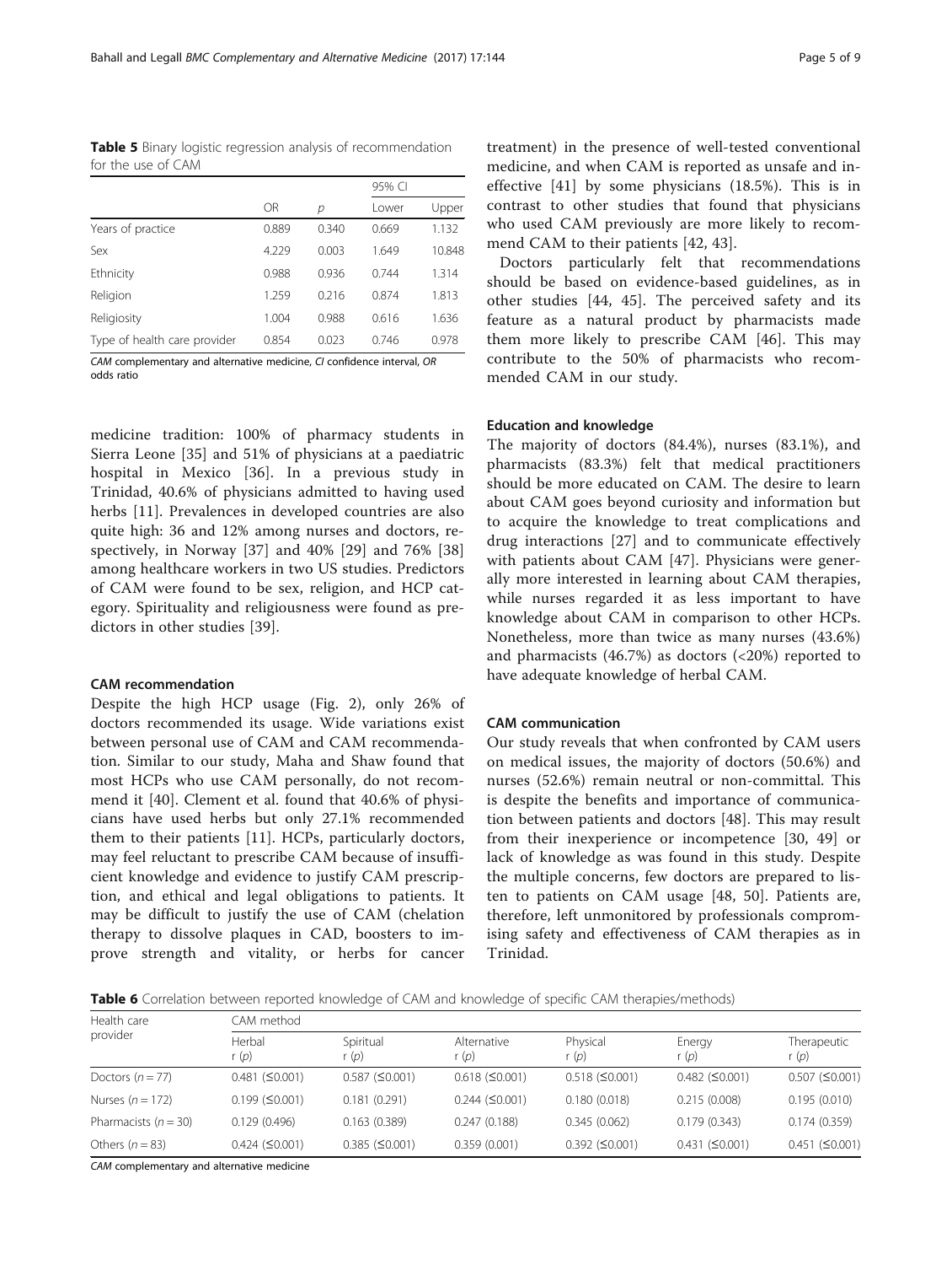**Table 5** Binary logistic regression analysis of recommendation for the use of CAM

| | OR | p | 95% CI | |
|---|---|---|---|---|
| | | | Lower | Upper |
| Years of practice | 0.889 | 0.340 | 0.669 | 1.132 |
| Sex | 4.229 | 0.003 | 1.649 | 10.848 |
| Ethnicity | 0.988 | 0.936 | 0.744 | 1.314 |
| Religion | 1.259 | 0.216 | 0.874 | 1.813 |
| Religiosity | 1.004 | 0.988 | 0.616 | 1.636 |
| Type of health care provider | 0.854 | 0.023 | 0.746 | 0.978 |

*CAM* complementary and alternative medicine, *CI* confidence interval, *OR* odds ratio

medicine tradition: 100% of pharmacy students in Sierra Leone [35] and 51% of physicians at a paediatric hospital in Mexico [36]. In a previous study in Trinidad, 40.6% of physicians admitted to having used herbs [11]. Prevalences in developed countries are also quite high: 36 and 12% among nurses and doctors, respectively, in Norway [37] and 40% [29] and 76% [38] among healthcare workers in two US studies. Predictors of CAM were found to be sex, religion, and HCP category. Spirituality and religiousness were found as predictors in other studies [39].

#### CAM recommendation

Despite the high HCP usage (Fig. 2), only 26% of doctors recommended its usage. Wide variations exist between personal use of CAM and CAM recommendation. Similar to our study, Maha and Shaw found that most HCPs who use CAM personally, do not recommend it [40]. Clement et al. found that 40.6% of physicians have used herbs but only 27.1% recommended them to their patients [11]. HCPs, particularly doctors, may feel reluctant to prescribe CAM because of insufficient knowledge and evidence to justify CAM prescription, and ethical and legal obligations to patients. It may be difficult to justify the use of CAM (chelation therapy to dissolve plaques in CAD, boosters to improve strength and vitality, or herbs for cancer treatment) in the presence of well-tested conventional medicine, and when CAM is reported as unsafe and ineffective [41] by some physicians (18.5%). This is in contrast to other studies that found that physicians who used CAM previously are more likely to recommend CAM to their patients [42, 43].

Doctors particularly felt that recommendations should be based on evidence-based guidelines, as in other studies [44, 45]. The perceived safety and its feature as a natural product by pharmacists made them more likely to prescribe CAM [46]. This may contribute to the 50% of pharmacists who recommended CAM in our study.

#### Education and knowledge

The majority of doctors (84.4%), nurses (83.1%), and pharmacists (83.3%) felt that medical practitioners should be more educated on CAM. The desire to learn about CAM goes beyond curiosity and information but to acquire the knowledge to treat complications and drug interactions [27] and to communicate effectively with patients about CAM [47]. Physicians were generally more interested in learning about CAM therapies, while nurses regarded it as less important to have knowledge about CAM in comparison to other HCPs. Nonetheless, more than twice as many nurses (43.6%) and pharmacists (46.7%) as doctors (<20%) reported to have adequate knowledge of herbal CAM.

#### CAM communication

Our study reveals that when confronted by CAM users on medical issues, the majority of doctors (50.6%) and nurses (52.6%) remain neutral or non-committal. This is despite the benefits and importance of communication between patients and doctors [48]. This may result from their inexperience or incompetence [30, 49] or lack of knowledge as was found in this study. Despite the multiple concerns, few doctors are prepared to listen to patients on CAM usage [48, 50]. Patients are, therefore, left unmonitored by professionals compromising safety and effectiveness of CAM therapies as in Trinidad.

**Table 6** Correlation between reported knowledge of CAM and knowledge of specific CAM therapies/methods)

| Health care provider | CAM method | | | | | |
|---|---|---|---|---|---|---|
| | Herbal r (p) | Spiritual r (p) | Alternative r (p) | Physical r (p) | Energy r (p) | Therapeutic r (p) |
| Doctors (n = 77) | 0.481 (≤0.001) | 0.587 (≤0.001) | 0.618 (≤0.001) | 0.518 (≤0.001) | 0.482 (≤0.001) | 0.507 (≤0.001) |
| Nurses (n = 172) | 0.199 (≤0.001) | 0.181 (0.291) | 0.244 (≤0.001) | 0.180 (0.018) | 0.215 (0.008) | 0.195 (0.010) |
| Pharmacists (n = 30) | 0.129 (0.496) | 0.163 (0.389) | 0.247 (0.188) | 0.345 (0.062) | 0.179 (0.343) | 0.174 (0.359) |
| Others (n = 83) | 0.424 (≤0.001) | 0.385 (≤0.001) | 0.359 (0.001) | 0.392 (≤0.001) | 0.431 (≤0.001) | 0.451 (≤0.001) |

*CAM* complementary and alternative medicine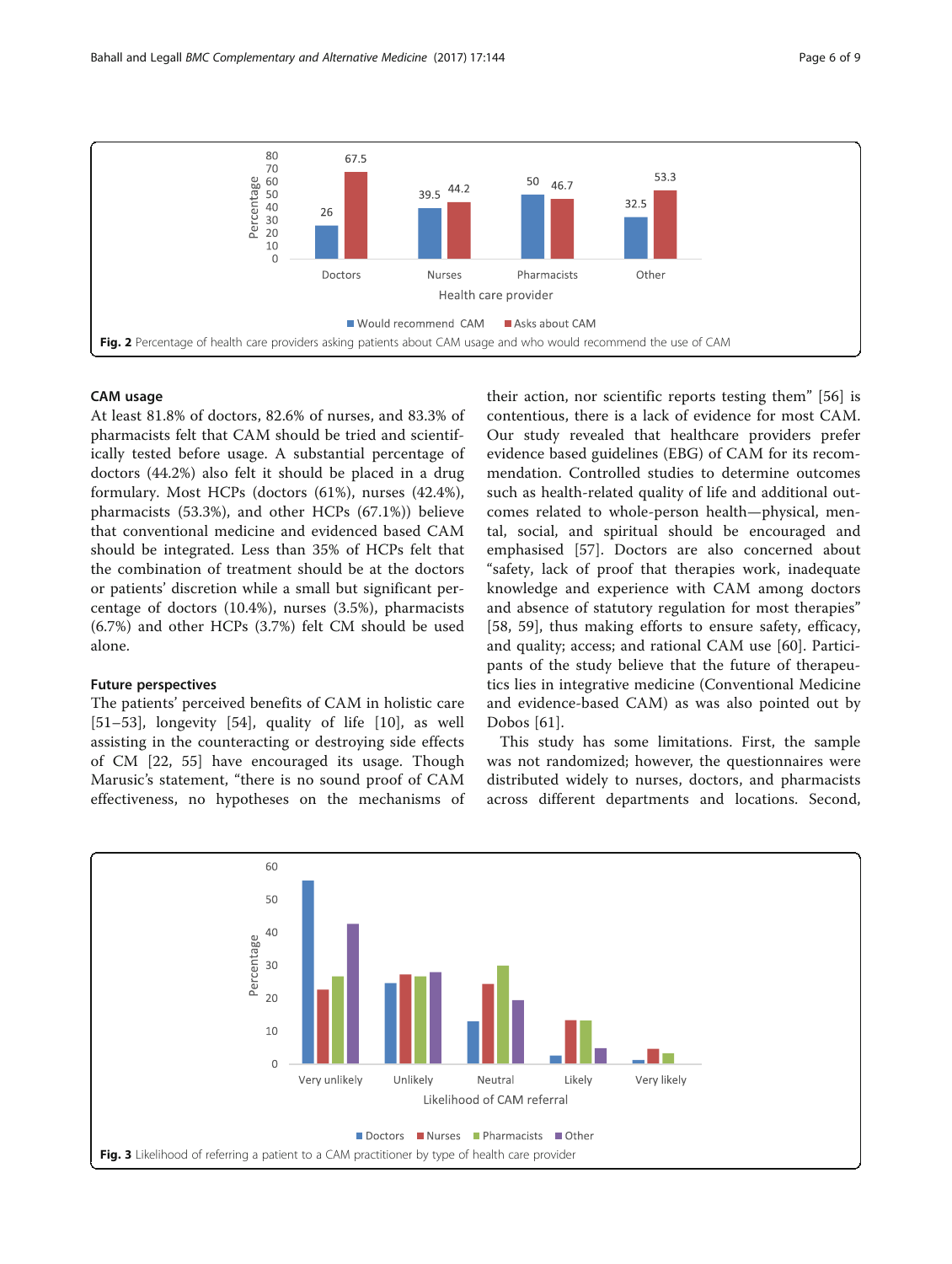Fig. 2 Percentage of health care providers asking patients about CAM usage and who would recommend the use of CAM

### CAM usage

At least 81.8% of doctors, 82.6% of nurses, and 83.3% of pharmacists felt that CAM should be tried and scientifically tested before usage. A substantial percentage of doctors (44.2%) also felt it should be placed in a drug formulary. Most HCPs (doctors (61%), nurses (42.4%), pharmacists (53.3%), and other HCPs (67.1%)) believe that conventional medicine and evidenced based CAM should be integrated. Less than 35% of HCPs felt that the combination of treatment should be at the doctors or patients' discretion while a small but significant percentage of doctors (10.4%), nurses (3.5%), pharmacists (6.7%) and other HCPs (3.7%) felt CM should be used alone.

### Future perspectives

The patients' perceived benefits of CAM in holistic care [51–53], longevity [54], quality of life [10], as well assisting in the counteracting or destroying side effects of CM [22, 55] have encouraged its usage. Though Marusic's statement, "there is no sound proof of CAM effectiveness, no hypotheses on the mechanisms of their action, nor scientific reports testing them" [56] is contentious, there is a lack of evidence for most CAM. Our study revealed that healthcare providers prefer evidence based guidelines (EBG) of CAM for its recommendation. Controlled studies to determine outcomes such as health-related quality of life and additional outcomes related to whole-person health—physical, mental, social, and spiritual should be encouraged and emphasised [57]. Doctors are also concerned about "safety, lack of proof that therapies work, inadequate knowledge and experience with CAM among doctors and absence of statutory regulation for most therapies" [58, 59], thus making efforts to ensure safety, efficacy, and quality; access; and rational CAM use [60]. Participants of the study believe that the future of therapeutics lies in integrative medicine (Conventional Medicine and evidence-based CAM) as was also pointed out by Dobos [61].

This study has some limitations. First, the sample was not randomized; however, the questionnaires were distributed widely to nurses, doctors, and pharmacists across different departments and locations. Second,

Fig. 3 Likelihood of referring a patient to a CAM practitioner by type of health care provider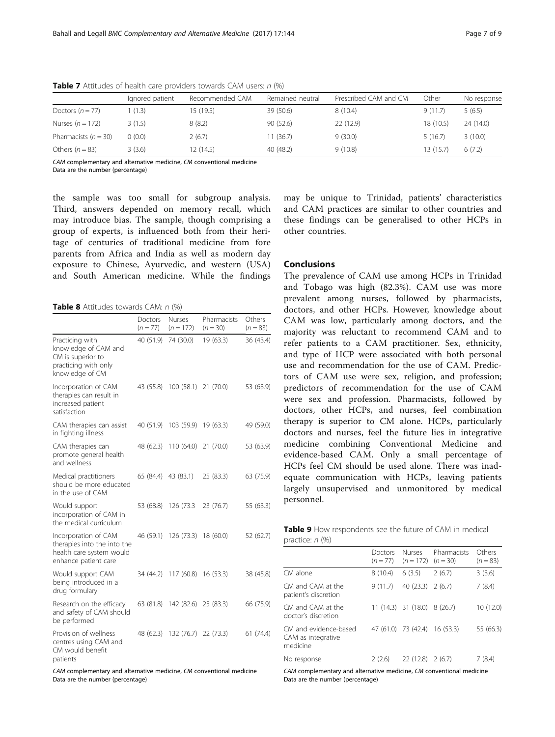**Table 7** Attitudes of health care providers towards CAM users: *n* (%)

| | Ignored patient | Recommended CAM | Remained neutral | Prescribed CAM and CM | Other | No response |
|---|---|---|---|---|---|---|
| Doctors (*n* = 77) | 1 (1.3) | 15 (19.5) | 39 (50.6) | 8 (10.4) | 9 (11.7) | 5 (6.5) |
| Nurses (*n* = 172) | 3 (1.5) | 8 (8.2) | 90 (52.6) | 22 (12.9) | 18 (10.5) | 24 (14.0) |
| Pharmacists (*n* = 30) | 0 (0.0) | 2 (6.7) | 11 (36.7) | 9 (30.0) | 5 (16.7) | 3 (10.0) |
| Others (*n* = 83) | 3 (3.6) | 12 (14.5) | 40 (48.2) | 9 (10.8) | 13 (15.7) | 6 (7.2) |

*CAM* complementary and alternative medicine, *CM* conventional medicine
Data are the number (percentage)

the sample was too small for subgroup analysis. Third, answers depended on memory recall, which may introduce bias. The sample, though comprising a group of experts, is influenced both from their heritage of centuries of traditional medicine from fore parents from Africa and India as well as modern day exposure to Chinese, Ayurvedic, and western (USA) and South American medicine. While the findings may be unique to Trinidad, patients' characteristics and CAM practices are similar to other countries and these findings can be generalised to other HCPs in other countries.

**Table 8** Attitudes towards CAM: *n* (%)

| | Doctors (*n* = 77) | Nurses (*n* = 172) | Pharmacists (*n* = 30) | Others (*n* = 83) |
|---|---|---|---|---|
| Practicing with knowledge of CAM and CM is superior to practicing with only knowledge of CM | 40 (51.9) | 74 (30.0) | 19 (63.3) | 36 (43.4) |
| Incorporation of CAM therapies can result in increased patient satisfaction | 43 (55.8) | 100 (58.1) | 21 (70.0) | 53 (63.9) |
| CAM therapies can assist in fighting illness | 40 (51.9) | 103 (59.9) | 19 (63.3) | 49 (59.0) |
| CAM therapies can promote general health and wellness | 48 (62.3) | 110 (64.0) | 21 (70.0) | 53 (63.9) |
| Medical practitioners should be more educated in the use of CAM | 65 (84.4) | 43 (83.1) | 25 (83.3) | 63 (75.9) |
| Would support incorporation of CAM in the medical curriculum | 53 (68.8) | 126 (73.3 | 23 (76.7) | 55 (63.3) |
| Incorporation of CAM therapies into the into the health care system would enhance patient care | 46 (59.1) | 126 (73.3) | 18 (60.0) | 52 (62.7) |
| Would support CAM being introduced in a drug formulary | 34 (44.2) | 117 (60.8) | 16 (53.3) | 38 (45.8) |
| Research on the efficacy and safety of CAM should be performed | 63 (81.8) | 142 (82.6) | 25 (83.3) | 66 (75.9) |
| Provision of wellness centres using CAM and CM would benefit patients | 48 (62.3) | 132 (76.7) | 22 (73.3) | 61 (74.4) |

*CAM* complementary and alternative medicine, *CM* conventional medicine
Data are the number (percentage)

## Conclusions

The prevalence of CAM use among HCPs in Trinidad and Tobago was high (82.3%). CAM use was more prevalent among nurses, followed by pharmacists, doctors, and other HCPs. However, knowledge about CAM was low, particularly among doctors, and the majority was reluctant to recommend CAM and to refer patients to a CAM practitioner. Sex, ethnicity, and type of HCP were associated with both personal use and recommendation for the use of CAM. Predictors of CAM use were sex, religion, and profession; predictors of recommendation for the use of CAM were sex and profession. Pharmacists, followed by doctors, other HCPs, and nurses, feel combination therapy is superior to CM alone. HCPs, particularly doctors and nurses, feel the future lies in integrative medicine combining Conventional Medicine and evidence-based CAM. Only a small percentage of HCPs feel CM should be used alone. There was inadequate communication with HCPs, leaving patients largely unsupervised and unmonitored by medical personnel.

**Table 9** How respondents see the future of CAM in medical practice: *n* (%)

| | Doctors (*n* = 77) | Nurses (*n* = 172) | Pharmacists (*n* = 30) | Others (*n* = 83) |
|---|---|---|---|---|
| CM alone | 8 (10.4) | 6 (3.5) | 2 (6.7) | 3 (3.6) |
| CM and CAM at the patient's discretion | 9 (11.7) | 40 (23.3) | 2 (6.7) | 7 (8.4) |
| CM and CAM at the doctor's discretion | 11 (14.3) | 31 (18.0) | 8 (26.7) | 10 (12.0) |
| CM and evidence-based CAM as integrative medicine | 47 (61.0) | 73 (42.4) | 16 (53.3) | 55 (66.3) |
| No response | 2 (2.6) | 22 (12.8) | 2 (6.7) | 7 (8.4) |

*CAM* complementary and alternative medicine, *CM* conventional medicine
Data are the number (percentage)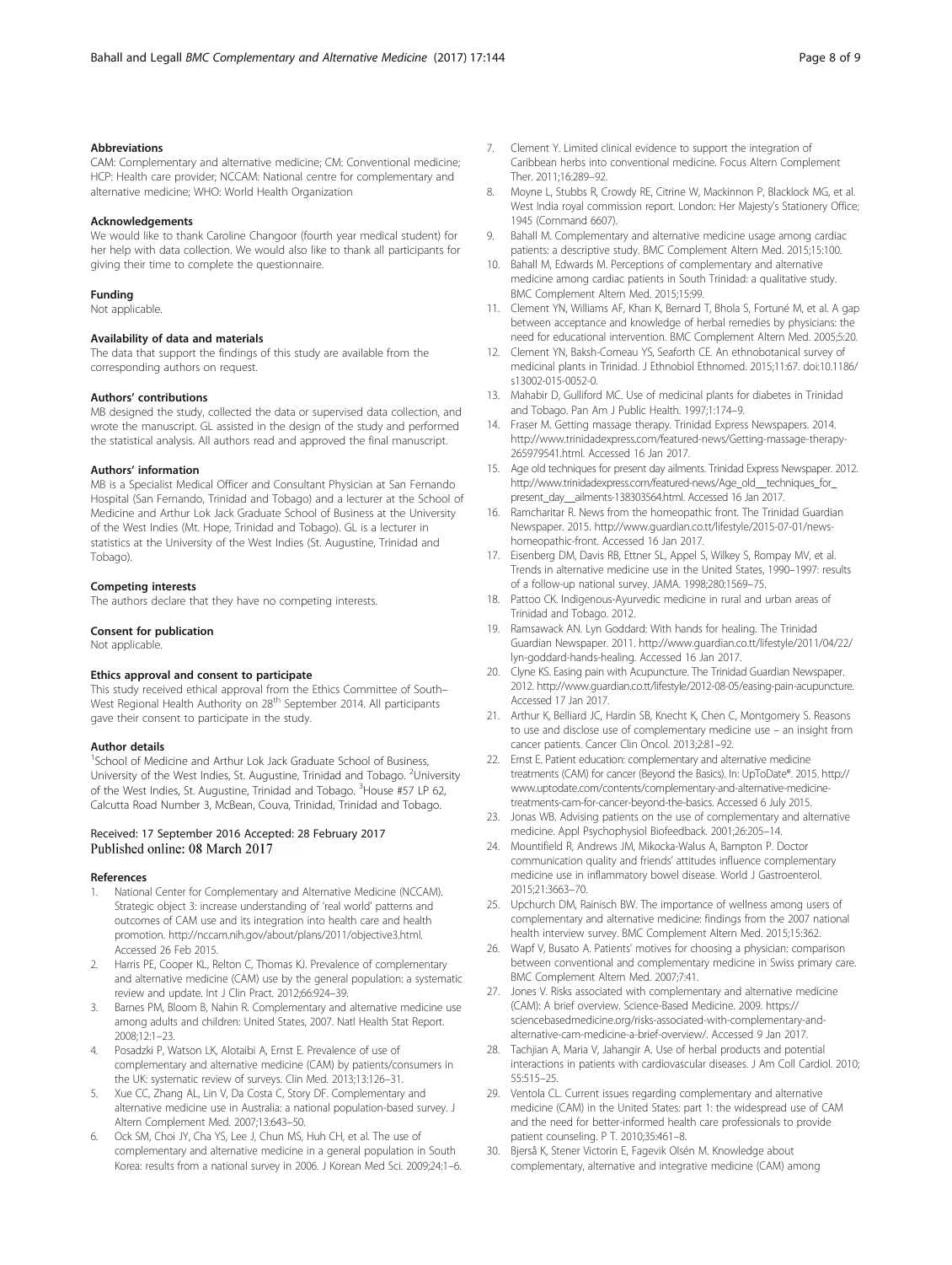### Abbreviations

CAM: Complementary and alternative medicine; CM: Conventional medicine; HCP: Health care provider; NCCAM: National centre for complementary and alternative medicine; WHO: World Health Organization

### Acknowledgements

We would like to thank Caroline Changoor (fourth year medical student) for her help with data collection. We would also like to thank all participants for giving their time to complete the questionnaire.

### Funding

Not applicable.

### Availability of data and materials

The data that support the findings of this study are available from the corresponding authors on request.

### Authors' contributions

MB designed the study, collected the data or supervised data collection, and wrote the manuscript. GL assisted in the design of the study and performed the statistical analysis. All authors read and approved the final manuscript.

### Authors' information

MB is a Specialist Medical Officer and Consultant Physician at San Fernando Hospital (San Fernando, Trinidad and Tobago) and a lecturer at the School of Medicine and Arthur Lok Jack Graduate School of Business at the University of the West Indies (Mt. Hope, Trinidad and Tobago). GL is a lecturer in statistics at the University of the West Indies (St. Augustine, Trinidad and Tobago).

### Competing interests

The authors declare that they have no competing interests.

### Consent for publication

Not applicable.

### Ethics approval and consent to participate

This study received ethical approval from the Ethics Committee of South–West Regional Health Authority on 28th September 2014. All participants gave their consent to participate in the study.

### Author details

[1]School of Medicine and Arthur Lok Jack Graduate School of Business, University of the West Indies, St. Augustine, Trinidad and Tobago. [2]University of the West Indies, St. Augustine, Trinidad and Tobago. [3]House #57 LP 62, Calcutta Road Number 3, McBean, Couva, Trinidad, Trinidad and Tobago.

Received: 17 September 2016 Accepted: 28 February 2017
Published online: 08 March 2017

### References

1. National Center for Complementary and Alternative Medicine (NCCAM). Strategic object 3: increase understanding of 'real world' patterns and outcomes of CAM use and its integration into health care and health promotion. http://nccam.nih.gov/about/plans/2011/objective3.html. Accessed 26 Feb 2015.
2. Harris PE, Cooper KL, Relton C, Thomas KJ. Prevalence of complementary and alternative medicine (CAM) use by the general population: a systematic review and update. Int J Clin Pract. 2012;66:924–39.
3. Barnes PM, Bloom B, Nahin R. Complementary and alternative medicine use among adults and children: United States, 2007. Natl Health Stat Report. 2008;12:1–23.
4. Posadzki P, Watson LK, Alotaibi A, Ernst E. Prevalence of use of complementary and alternative medicine (CAM) by patients/consumers in the UK: systematic review of surveys. Clin Med. 2013;13:126–31.
5. Xue CC, Zhang AL, Lin V, Da Costa C, Story DF. Complementary and alternative medicine use in Australia: a national population-based survey. J Altern Complement Med. 2007;13:643–50.
6. Ock SM, Choi JY, Cha YS, Lee J, Chun MS, Huh CH, et al. The use of complementary and alternative medicine in a general population in South Korea: results from a national survey in 2006. J Korean Med Sci. 2009;24:1–6.
7. Clement Y. Limited clinical evidence to support the integration of Caribbean herbs into conventional medicine. Focus Altern Complement Ther. 2011;16:289–92.
8. Moyne L, Stubbs R, Crowdy RE, Citrine W, Mackinnon P, Blacklock MG, et al. West India royal commission report. London: Her Majesty's Stationery Office; 1945 (Command 6607).
9. Bahall M. Complementary and alternative medicine usage among cardiac patients: a descriptive study. BMC Complement Altern Med. 2015;15:100.
10. Bahall M, Edwards M. Perceptions of complementary and alternative medicine among cardiac patients in South Trinidad: a qualitative study. BMC Complement Altern Med. 2015;15:99.
11. Clement YN, Williams AF, Khan K, Bernard T, Bhola S, Fortuné M, et al. A gap between acceptance and knowledge of herbal remedies by physicians: the need for educational intervention. BMC Complement Altern Med. 2005;5:20.
12. Clement YN, Baksh-Comeau YS, Seaforth CE. An ethnobotanical survey of medicinal plants in Trinidad. J Ethnobiol Ethnomed. 2015;11:67. doi:10.1186/s13002-015-0052-0.
13. Mahabir D, Gulliford MC. Use of medicinal plants for diabetes in Trinidad and Tobago. Pan Am J Public Health. 1997;1:174–9.
14. Fraser M. Getting massage therapy. Trinidad Express Newspapers. 2014. http://www.trinidadexpress.com/featured-news/Getting-massage-therapy-265979541.html. Accessed 16 Jan 2017.
15. Age old techniques for present day ailments. Trinidad Express Newspaper. 2012. http://www.trinidadexpress.com/featured-news/Age_old__techniques_for_present_day__ailments-138303564.html. Accessed 16 Jan 2017.
16. Ramcharitar R. News from the homeopathic front. The Trinidad Guardian Newspaper. 2015. http://www.guardian.co.tt/lifestyle/2015-07-01/news-homeopathic-front. Accessed 16 Jan 2017.
17. Eisenberg DM, Davis RB, Ettner SL, Appel S, Wilkey S, Rompay MV, et al. Trends in alternative medicine use in the United States, 1990–1997: results of a follow-up national survey. JAMA. 1998;280:1569–75.
18. Pattoo CK. Indigenous-Ayurvedic medicine in rural and urban areas of Trinidad and Tobago. 2012.
19. Ramsawack AN. Lyn Goddard: With hands for healing. The Trinidad Guardian Newspaper. 2011. http://www.guardian.co.tt/lifestyle/2011/04/22/lyn-goddard-hands-healing. Accessed 16 Jan 2017.
20. Clyne KS. Easing pain with Acupuncture. The Trinidad Guardian Newspaper. 2012. http://www.guardian.co.tt/lifestyle/2012-08-05/easing-pain-acupuncture. Accessed 17 Jan 2017.
21. Arthur K, Belliard JC, Hardin SB, Knecht K, Chen C, Montgomery S. Reasons to use and disclose use of complementary medicine use – an insight from cancer patients. Cancer Clin Oncol. 2013;2:81–92.
22. Ernst E. Patient education: complementary and alternative medicine treatments (CAM) for cancer (Beyond the Basics). In: UpToDate®. 2015. http://www.uptodate.com/contents/complementary-and-alternative-medicine-treatments-cam-for-cancer-beyond-the-basics. Accessed 6 July 2015.
23. Jonas WB. Advising patients on the use of complementary and alternative medicine. Appl Psychophysiol Biofeedback. 2001;26:205–14.
24. Mountifield R, Andrews JM, Mikocka-Walus A, Bampton P. Doctor communication quality and friends' attitudes influence complementary medicine use in inflammatory bowel disease. World J Gastroenterol. 2015;21:3663–70.
25. Upchurch DM, Rainisch BW. The importance of wellness among users of complementary and alternative medicine: findings from the 2007 national health interview survey. BMC Complement Altern Med. 2015;15:362.
26. Wapf V, Busato A. Patients' motives for choosing a physician: comparison between conventional and complementary medicine in Swiss primary care. BMC Complement Altern Med. 2007;7:41.
27. Jones V. Risks associated with complementary and alternative medicine (CAM): A brief overview. Science-Based Medicine. 2009. https://sciencebasedmedicine.org/risks-associated-with-complementary-and-alternative-cam-medicine-a-brief-overview/. Accessed 9 Jan 2017.
28. Tachjian A, Maria V, Jahangir A. Use of herbal products and potential interactions in patients with cardiovascular diseases. J Am Coll Cardiol. 2010;55:515–25.
29. Ventola CL. Current issues regarding complementary and alternative medicine (CAM) in the United States: part 1: the widespread use of CAM and the need for better-informed health care professionals to provide patient counseling. P T. 2010;35:461–8.
30. Bjerså K, Stener Victorin E, Fagevik Olsén M. Knowledge about complementary, alternative and integrative medicine (CAM) among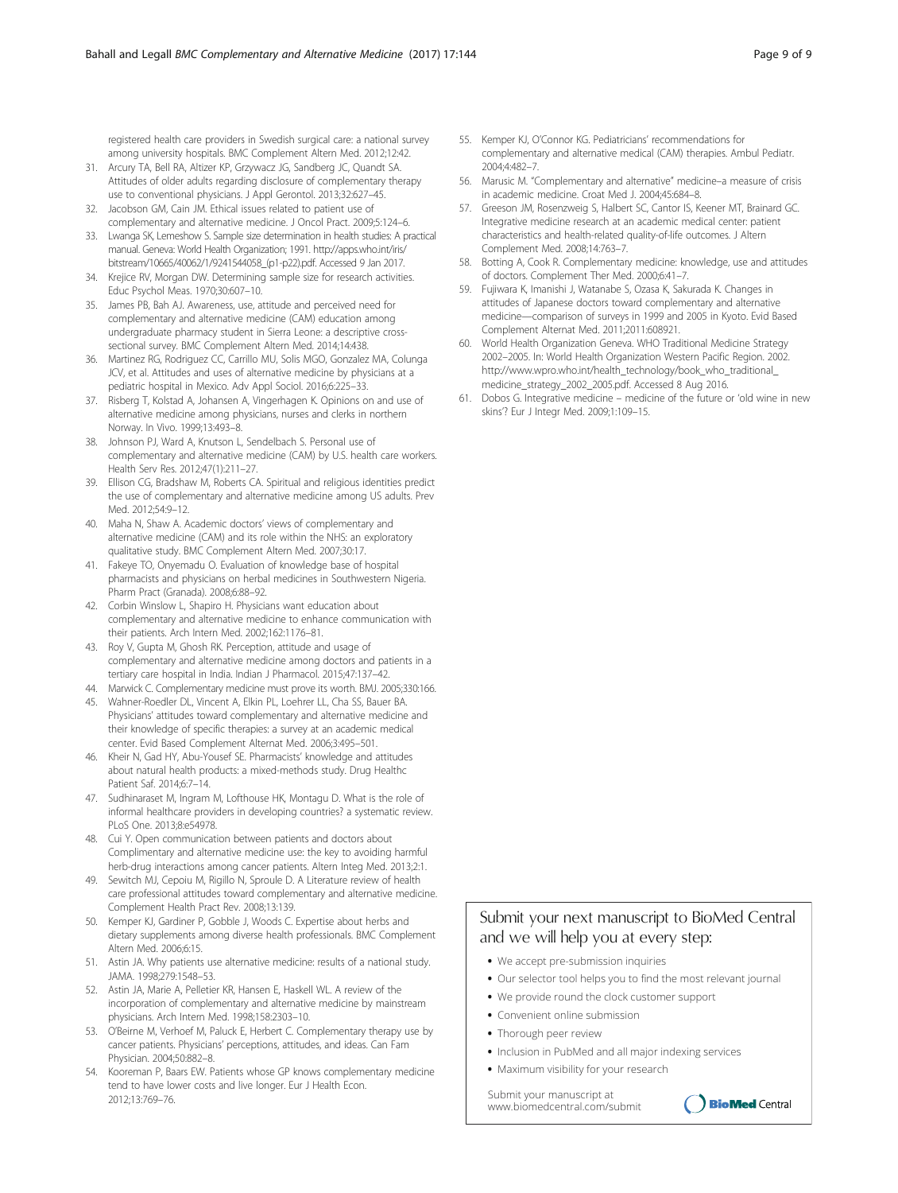registered health care providers in Swedish surgical care: a national survey among university hospitals. BMC Complement Altern Med. 2012;12:42.

31. Arcury TA, Bell RA, Altizer KP, Grzywacz JG, Sandberg JC, Quandt SA. Attitudes of older adults regarding disclosure of complementary therapy use to conventional physicians. J Appl Gerontol. 2013;32:627–45.
32. Jacobson GM, Cain JM. Ethical issues related to patient use of complementary and alternative medicine. J Oncol Pract. 2009;5:124–6.
33. Lwanga SK, Lemeshow S. Sample size determination in health studies: A practical manual. Geneva: World Health Organization; 1991. http://apps.who.int/iris/bitstream/10665/40062/1/9241544058_(p1-p22).pdf. Accessed 9 Jan 2017.
34. Krejice RV, Morgan DW. Determining sample size for research activities. Educ Psychol Meas. 1970;30:607–10.
35. James PB, Bah AJ. Awareness, use, attitude and perceived need for complementary and alternative medicine (CAM) education among undergraduate pharmacy student in Sierra Leone: a descriptive cross-sectional survey. BMC Complement Altern Med. 2014;14:438.
36. Martinez RG, Rodriguez CC, Carrillo MU, Solis MGO, Gonzalez MA, Colunga JCV, et al. Attitudes and uses of alternative medicine by physicians at a pediatric hospital in Mexico. Adv Appl Sociol. 2016;6:225–33.
37. Risberg T, Kolstad A, Johansen A, Vingerhagen K. Opinions on and use of alternative medicine among physicians, nurses and clerks in northern Norway. In Vivo. 1999;13:493–8.
38. Johnson PJ, Ward A, Knutson L, Sendelbach S. Personal use of complementary and alternative medicine (CAM) by U.S. health care workers. Health Serv Res. 2012;47(1):211–27.
39. Ellison CG, Bradshaw M, Roberts CA. Spiritual and religious identities predict the use of complementary and alternative medicine among US adults. Prev Med. 2012;54:9–12.
40. Maha N, Shaw A. Academic doctors' views of complementary and alternative medicine (CAM) and its role within the NHS: an exploratory qualitative study. BMC Complement Altern Med. 2007;30:17.
41. Fakeye TO, Onyemadu O. Evaluation of knowledge base of hospital pharmacists and physicians on herbal medicines in Southwestern Nigeria. Pharm Pract (Granada). 2008;6:88–92.
42. Corbin Winslow L, Shapiro H. Physicians want education about complementary and alternative medicine to enhance communication with their patients. Arch Intern Med. 2002;162:1176–81.
43. Roy V, Gupta M, Ghosh RK. Perception, attitude and usage of complementary and alternative medicine among doctors and patients in a tertiary care hospital in India. Indian J Pharmacol. 2015;47:137–42.
44. Marwick C. Complementary medicine must prove its worth. BMJ. 2005;330:166.
45. Wahner-Roedler DL, Vincent A, Elkin PL, Loehrer LL, Cha SS, Bauer BA. Physicians' attitudes toward complementary and alternative medicine and their knowledge of specific therapies: a survey at an academic medical center. Evid Based Complement Alternat Med. 2006;3:495–501.
46. Kheir N, Gad HY, Abu-Yousef SE. Pharmacists' knowledge and attitudes about natural health products: a mixed-methods study. Drug Healthc Patient Saf. 2014;6:7–14.
47. Sudhinaraset M, Ingram M, Lofthouse HK, Montagu D. What is the role of informal healthcare providers in developing countries? a systematic review. PLoS One. 2013;8:e54978.
48. Cui Y. Open communication between patients and doctors about Complimentary and alternative medicine use: the key to avoiding harmful herb-drug interactions among cancer patients. Altern Integ Med. 2013;2:1.
49. Sewitch MJ, Cepoiu M, Rigillo N, Sproule D. A Literature review of health care professional attitudes toward complementary and alternative medicine. Complement Health Pract Rev. 2008;13:139.
50. Kemper KJ, Gardiner P, Gobble J, Woods C. Expertise about herbs and dietary supplements among diverse health professionals. BMC Complement Altern Med. 2006;6:15.
51. Astin JA. Why patients use alternative medicine: results of a national study. JAMA. 1998;279:1548–53.
52. Astin JA, Marie A, Pelletier KR, Hansen E, Haskell WL. A review of the incorporation of complementary and alternative medicine by mainstream physicians. Arch Intern Med. 1998;158:2303–10.
53. O'Beirne M, Verhoef M, Paluck E, Herbert C. Complementary therapy use by cancer patients. Physicians' perceptions, attitudes, and ideas. Can Fam Physician. 2004;50:882–8.
54. Kooreman P, Baars EW. Patients whose GP knows complementary medicine tend to have lower costs and live longer. Eur J Health Econ. 2012;13:769–76.
55. Kemper KJ, O'Connor KG. Pediatricians' recommendations for complementary and alternative medical (CAM) therapies. Ambul Pediatr. 2004;4:482–7.
56. Marusic M. "Complementary and alternative" medicine–a measure of crisis in academic medicine. Croat Med J. 2004;45:684–8.
57. Greeson JM, Rosenzweig S, Halbert SC, Cantor IS, Keener MT, Brainard GC. Integrative medicine research at an academic medical center: patient characteristics and health-related quality-of-life outcomes. J Altern Complement Med. 2008;14:763–7.
58. Botting A, Cook R. Complementary medicine: knowledge, use and attitudes of doctors. Complement Ther Med. 2000;6:41–7.
59. Fujiwara K, Imanishi J, Watanabe S, Ozasa K, Sakurada K. Changes in attitudes of Japanese doctors toward complementary and alternative medicine—comparison of surveys in 1999 and 2005 in Kyoto. Evid Based Complement Alternat Med. 2011;2011:608921.
60. World Health Organization Geneva. WHO Traditional Medicine Strategy 2002–2005. In: World Health Organization Western Pacific Region. 2002. http://www.wpro.who.int/health_technology/book_who_traditional_medicine_strategy_2002_2005.pdf. Accessed 8 Aug 2016.
61. Dobos G. Integrative medicine – medicine of the future or 'old wine in new skins'? Eur J Integr Med. 2009;1:109–15.

Submit your next manuscript to BioMed Central and we will help you at every step:

- We accept pre-submission inquiries
- Our selector tool helps you to find the most relevant journal
- We provide round the clock customer support
- Convenient online submission
- Thorough peer review
- Inclusion in PubMed and all major indexing services
- Maximum visibility for your research

Submit your manuscript at www.biomedcentral.com/submit

BioMed Central